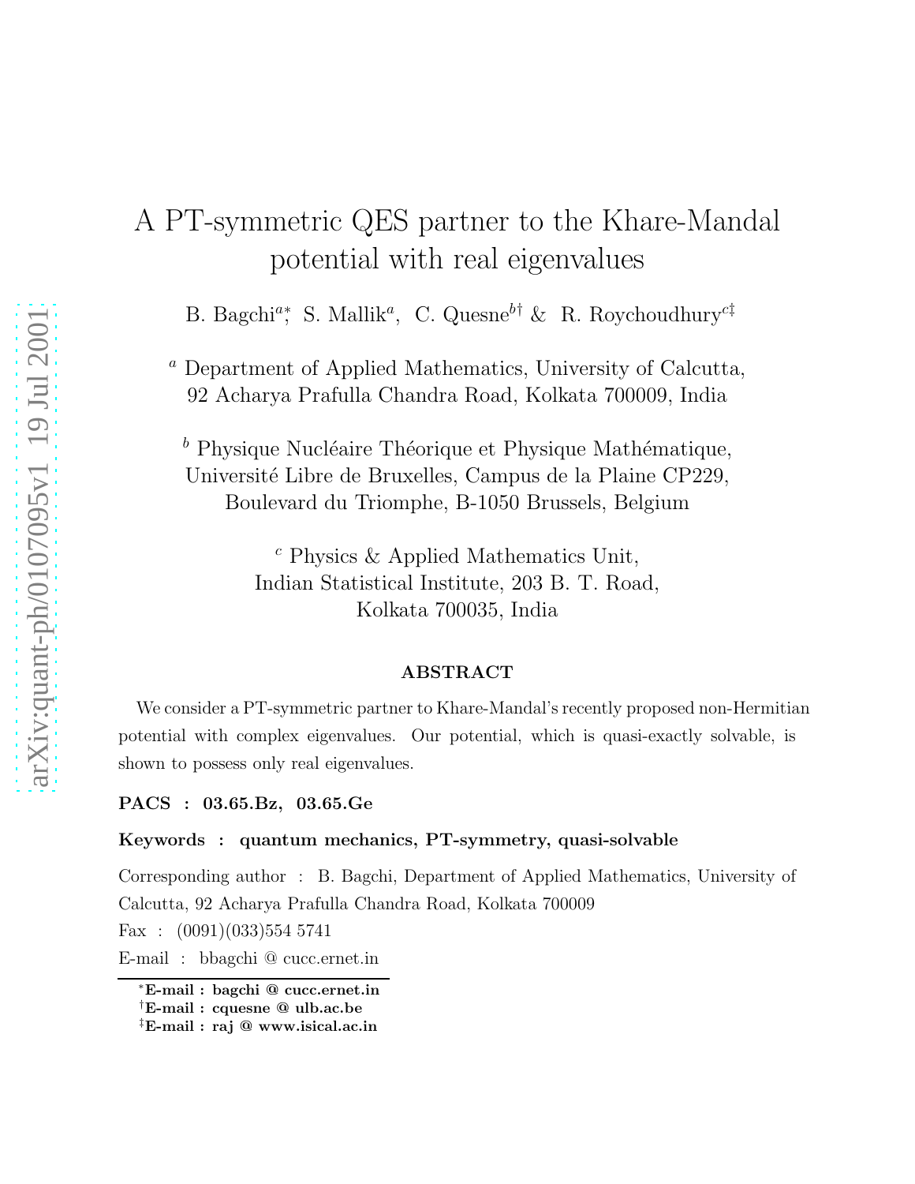# A PT-symmetric QES partner to the Khare-Mandal potential with real eigenvalues

B. Bagchi[a*], S. Mallik[a], C. Quesne[b†] & R. Roychoudhury[c‡]

[a] Department of Applied Mathematics, University of Calcutta, 92 Acharya Prafulla Chandra Road, Kolkata 700009, India

[b] Physique Nucléaire Théorique et Physique Mathématique, Université Libre de Bruxelles, Campus de la Plaine CP229, Boulevard du Triomphe, B-1050 Brussels, Belgium

[c] Physics & Applied Mathematics Unit, Indian Statistical Institute, 203 B. T. Road, Kolkata 700035, India

## ABSTRACT

We consider a PT-symmetric partner to Khare-Mandal's recently proposed non-Hermitian potential with complex eigenvalues. Our potential, which is quasi-exactly solvable, is shown to possess only real eigenvalues.

**PACS : 03.65.Bz, 03.65.Ge**

**Keywords : quantum mechanics, PT-symmetry, quasi-solvable**

Corresponding author : B. Bagchi, Department of Applied Mathematics, University of Calcutta, 92 Acharya Prafulla Chandra Road, Kolkata 700009

Fax : (0091)(033)554 5741

E-mail : bbagchi @ cucc.ernet.in

[*] **E-mail : bagchi @ cucc.ernet.in**

[†] **E-mail : cquesne @ ulb.ac.be**

[‡] **E-mail : raj @ www.isical.ac.in**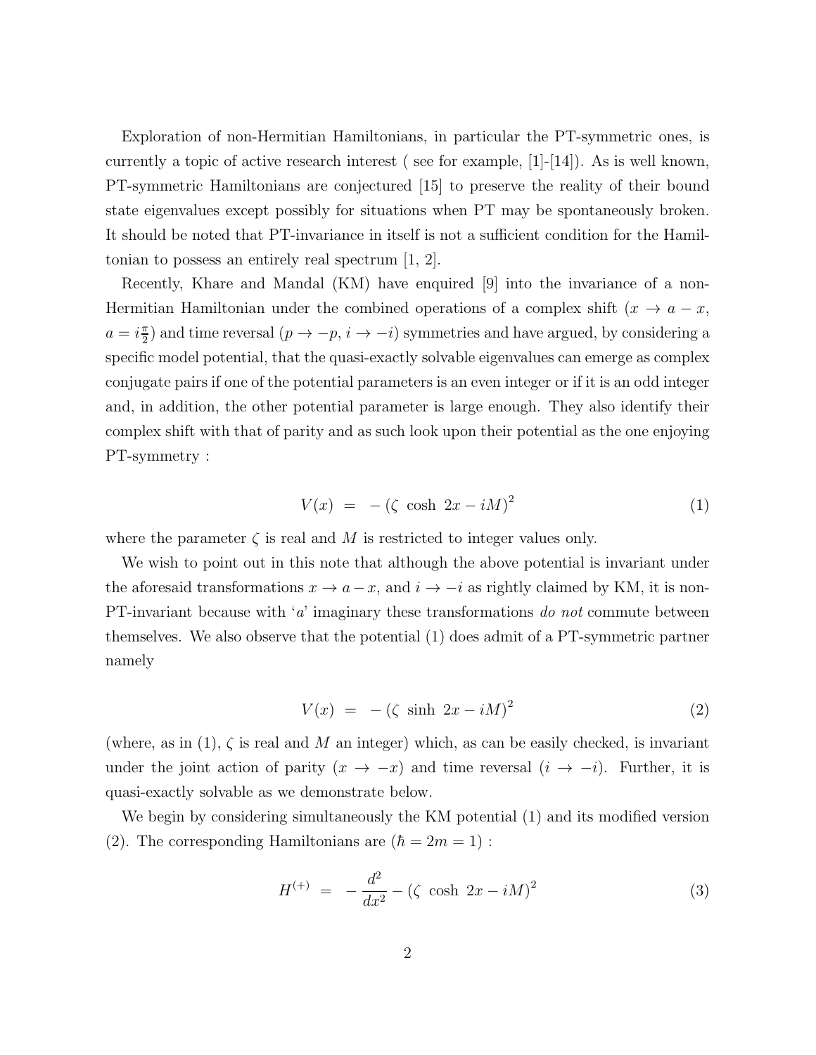Exploration of non-Hermitian Hamiltonians, in particular the PT-symmetric ones, is currently a topic of active research interest ( see for example, [1]-[14]). As is well known, PT-symmetric Hamiltonians are conjectured [15] to preserve the reality of their bound state eigenvalues except possibly for situations when PT may be spontaneously broken. It should be noted that PT-invariance in itself is not a sufficient condition for the Hamiltonian to possess an entirely real spectrum [1, 2].

Recently, Khare and Mandal (KM) have enquired [9] into the invariance of a non-Hermitian Hamiltonian under the combined operations of a complex shift ($x \to a - x$, $a = i\frac{\pi}{2}$) and time reversal ($p \to -p$, $i \to -i$) symmetries and have argued, by considering a specific model potential, that the quasi-exactly solvable eigenvalues can emerge as complex conjugate pairs if one of the potential parameters is an even integer or if it is an odd integer and, in addition, the other potential parameter is large enough. They also identify their complex shift with that of parity and as such look upon their potential as the one enjoying PT-symmetry :

$$V(x) \;=\; -\left(\zeta \;\cosh\; 2x - iM\right)^2 \tag{1}$$

where the parameter $\zeta$ is real and $M$ is restricted to integer values only.

We wish to point out in this note that although the above potential is invariant under the aforesaid transformations $x \to a - x$, and $i \to -i$ as rightly claimed by KM, it is non-PT-invariant because with '$a$' imaginary these transformations *do not* commute between themselves. We also observe that the potential (1) does admit of a PT-symmetric partner namely

$$V(x) \;=\; -\left(\zeta \;\sinh\; 2x - iM\right)^2 \tag{2}$$

(where, as in (1), $\zeta$ is real and $M$ an integer) which, as can be easily checked, is invariant under the joint action of parity ($x \to -x$) and time reversal ($i \to -i$). Further, it is quasi-exactly solvable as we demonstrate below.

We begin by considering simultaneously the KM potential (1) and its modified version (2). The corresponding Hamiltonians are ($\hbar = 2m = 1$) :

$$H^{(+)} \;=\; -\frac{d^2}{dx^2} - \left(\zeta \;\cosh\; 2x - iM\right)^2 \tag{3}$$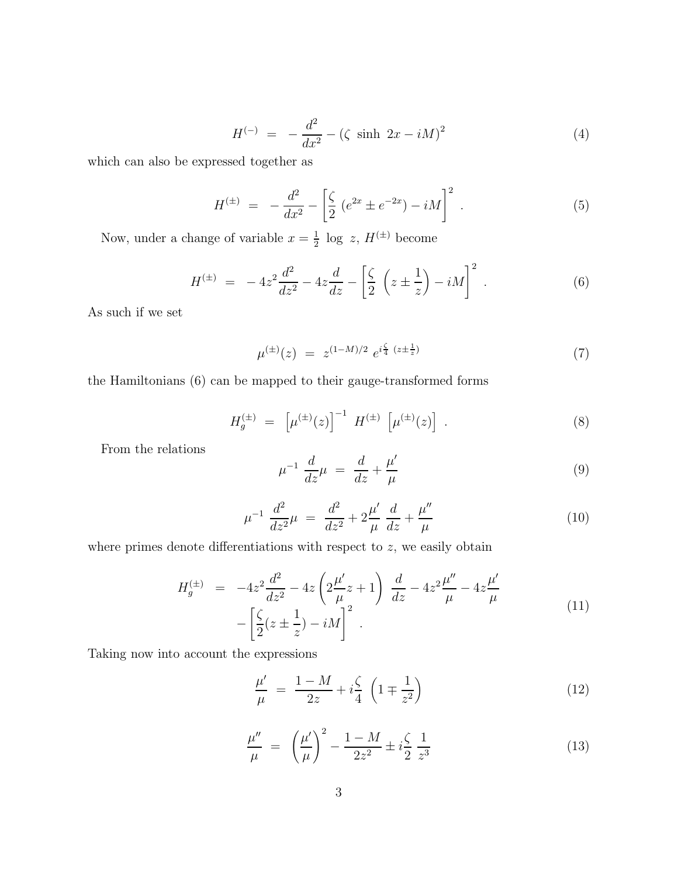$$H^{(-)} \;=\; -\,\frac{d^2}{dx^2} - (\zeta\ \sinh\ 2x - iM)^2 \tag{4}$$

which can also be expressed together as

$$H^{(\pm)} \;=\; -\,\frac{d^2}{dx^2} - \left[\frac{\zeta}{2}\ (e^{2x} \pm e^{-2x}) - iM\right]^2\ . \tag{5}$$

Now, under a change of variable $x = \frac{1}{2}\ \log\ z$, $H^{(\pm)}$ become

$$H^{(\pm)} \;=\; -\,4z^2\frac{d^2}{dz^2} - 4z\frac{d}{dz} - \left[\frac{\zeta}{2}\ \left(z \pm \frac{1}{z}\right) - iM\right]^2\ . \tag{6}$$

As such if we set

$$\mu^{(\pm)}(z) \;=\; z^{(1-M)/2}\ e^{i\frac{\zeta}{4}\ (z \pm \frac{1}{z})} \tag{7}$$

the Hamiltonians (6) can be mapped to their gauge-transformed forms

$$H_g^{(\pm)} \;=\; \left[\mu^{(\pm)}(z)\right]^{-1}\ H^{(\pm)}\ \left[\mu^{(\pm)}(z)\right]\ . \tag{8}$$

From the relations

$$\mu^{-1}\ \frac{d}{dz}\mu \;=\; \frac{d}{dz} + \frac{\mu'}{\mu} \tag{9}$$

$$\mu^{-1}\ \frac{d^2}{dz^2}\mu \;=\; \frac{d^2}{dz^2} + 2\frac{\mu'}{\mu}\ \frac{d}{dz} + \frac{\mu''}{\mu} \tag{10}$$

where primes denote differentiations with respect to $z$, we easily obtain

$$\begin{aligned} H_g^{(\pm)} \;&=\; -4z^2\frac{d^2}{dz^2} - 4z\left(2\frac{\mu'}{\mu}z + 1\right)\ \frac{d}{dz} - 4z^2\frac{\mu''}{\mu} - 4z\frac{\mu'}{\mu} \\ &\quad - \left[\frac{\zeta}{2}(z \pm \frac{1}{z}) - iM\right]^2\ . \end{aligned} \tag{11}$$

Taking now into account the expressions

$$\frac{\mu'}{\mu} \;=\; \frac{1-M}{2z} + i\frac{\zeta}{4}\ \left(1 \mp \frac{1}{z^2}\right) \tag{12}$$

$$\frac{\mu''}{\mu} \;=\; \left(\frac{\mu'}{\mu}\right)^2 - \frac{1-M}{2z^2} \pm i\frac{\zeta}{2}\ \frac{1}{z^3} \tag{13}$$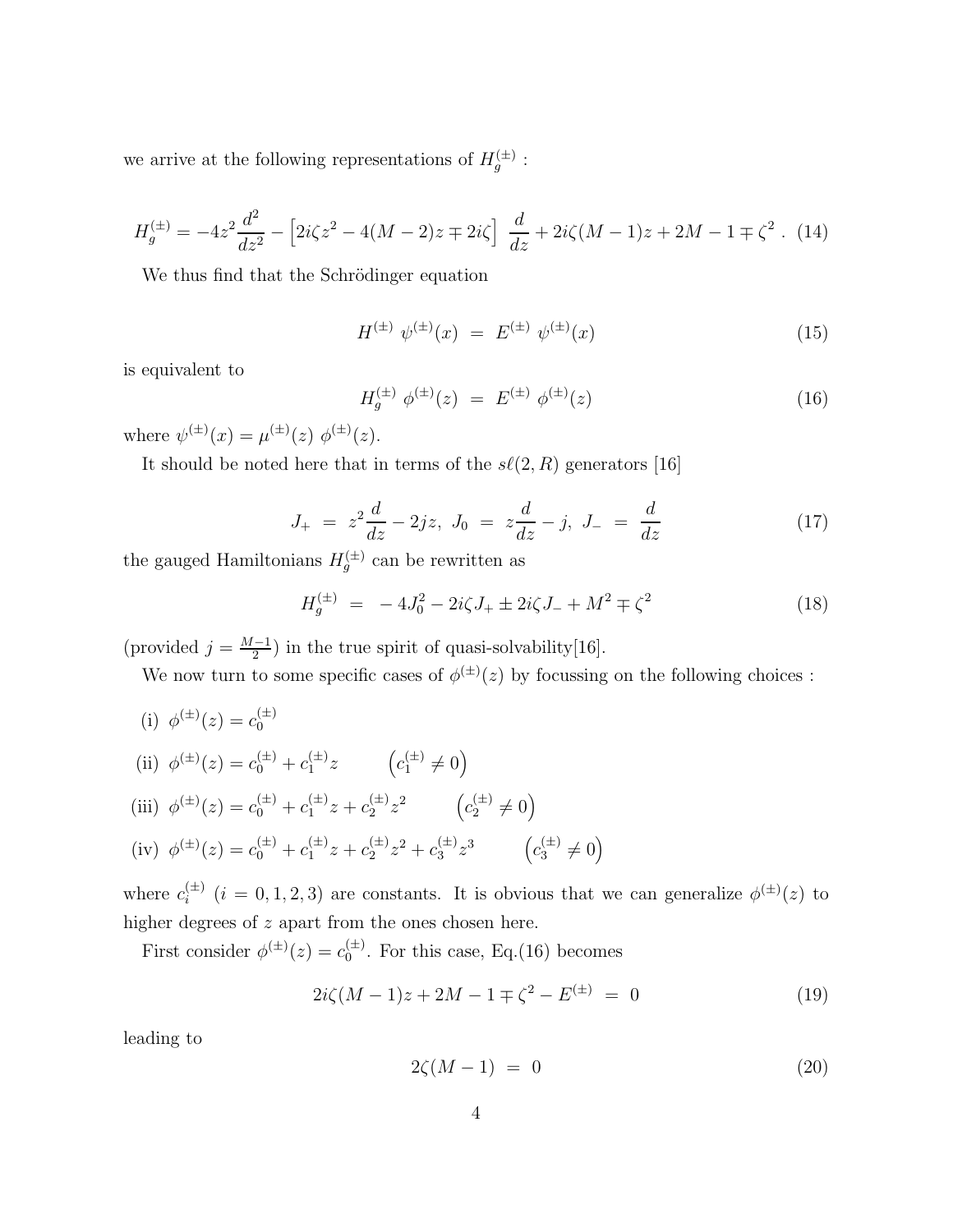we arrive at the following representations of $H_g^{(\pm)}$ :

$$H_g^{(\pm)} = -4z^2 \frac{d^2}{dz^2} - \left[2i\zeta z^2 - 4(M-2)z \mp 2i\zeta\right] \frac{d}{dz} + 2i\zeta(M-1)z + 2M - 1 \mp \zeta^2 \ . \tag{14}$$

We thus find that the Schrödinger equation

$$H^{(\pm)} \ \psi^{(\pm)}(x) \ = \ E^{(\pm)} \ \psi^{(\pm)}(x) \tag{15}$$

is equivalent to

$$H_g^{(\pm)} \ \phi^{(\pm)}(z) \ = \ E^{(\pm)} \ \phi^{(\pm)}(z) \tag{16}$$

where $\psi^{(\pm)}(x) = \mu^{(\pm)}(z) \ \phi^{(\pm)}(z)$.

It should be noted here that in terms of the $s\ell(2,R)$ generators [16]

$$J_+ \ = \ z^2 \frac{d}{dz} - 2jz, \ J_0 \ = \ z\frac{d}{dz} - j, \ J_- \ = \ \frac{d}{dz} \tag{17}$$

the gauged Hamiltonians $H_g^{(\pm)}$ can be rewritten as

$$H_g^{(\pm)} \ = \ -4J_0^2 - 2i\zeta J_+ \pm 2i\zeta J_- + M^2 \mp \zeta^2 \tag{18}$$

(provided $j = \frac{M-1}{2}$) in the true spirit of quasi-solvability[16].

We now turn to some specific cases of $\phi^{(\pm)}(z)$ by focussing on the following choices :

(i) $\phi^{(\pm)}(z) = c_0^{(\pm)}$

(ii) $\phi^{(\pm)}(z) = c_0^{(\pm)} + c_1^{(\pm)} z \qquad \left(c_1^{(\pm)} \neq 0\right)$

(iii) $\phi^{(\pm)}(z) = c_0^{(\pm)} + c_1^{(\pm)} z + c_2^{(\pm)} z^2 \qquad \left(c_2^{(\pm)} \neq 0\right)$

(iv) $\phi^{(\pm)}(z) = c_0^{(\pm)} + c_1^{(\pm)} z + c_2^{(\pm)} z^2 + c_3^{(\pm)} z^3 \qquad \left(c_3^{(\pm)} \neq 0\right)$

where $c_i^{(\pm)}$ $(i = 0, 1, 2, 3)$ are constants. It is obvious that we can generalize $\phi^{(\pm)}(z)$ to higher degrees of $z$ apart from the ones chosen here.

First consider $\phi^{(\pm)}(z) = c_0^{(\pm)}$. For this case, Eq.(16) becomes

$$2i\zeta(M-1)z + 2M - 1 \mp \zeta^2 - E^{(\pm)} \ = \ 0 \tag{19}$$

leading to

$$2\zeta(M-1) \ = \ 0 \tag{20}$$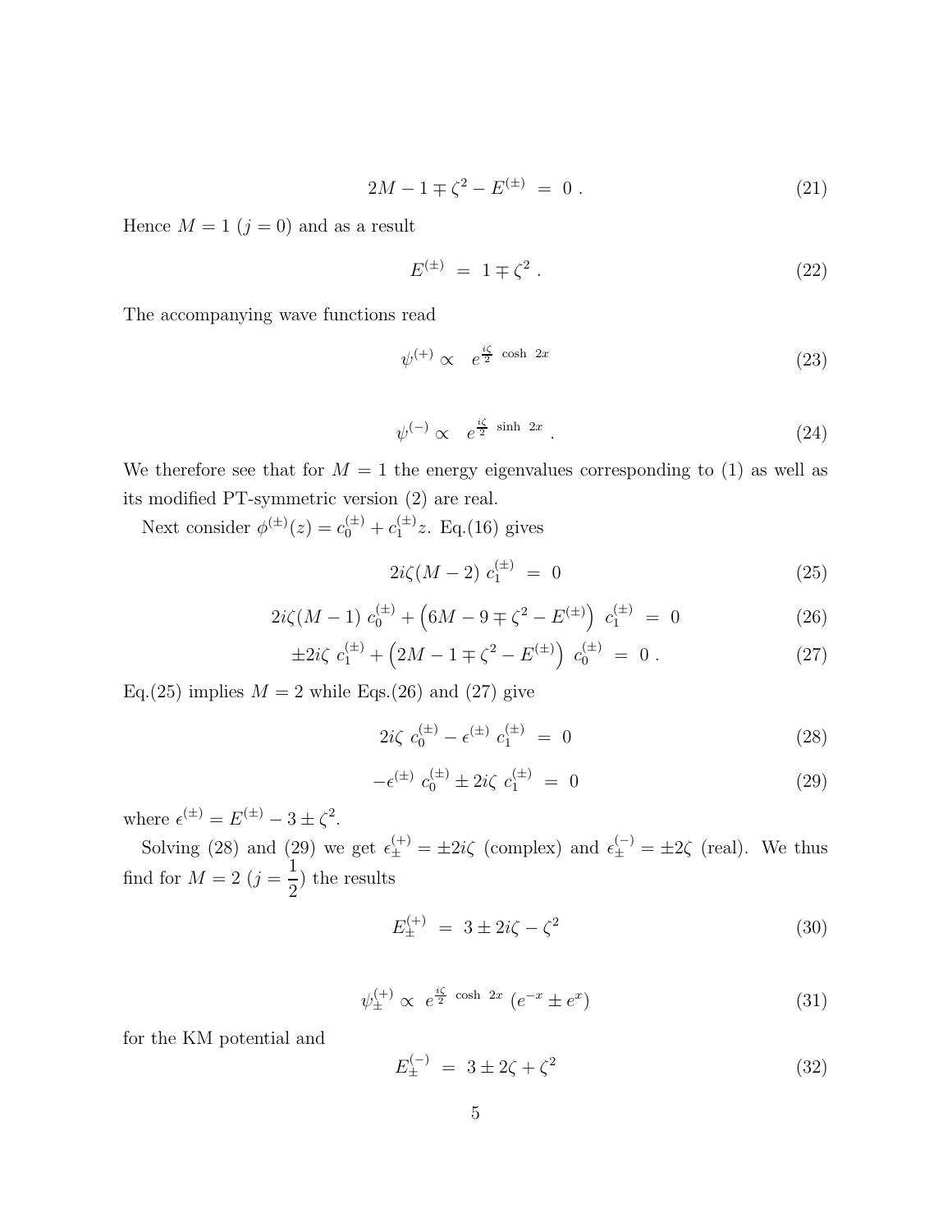$$2M - 1 \mp \zeta^2 - E^{(\pm)} \; = \; 0 \; . \tag{21}$$

Hence $M = 1$ ($j = 0$) and as a result

$$E^{(\pm)} \; = \; 1 \mp \zeta^2 \; . \tag{22}$$

The accompanying wave functions read

$$\psi^{(+)} \propto \;\; e^{\frac{i\zeta}{2} \; \cosh \; 2x} \tag{23}$$

$$\psi^{(-)} \propto \;\; e^{\frac{i\zeta}{2} \; \sinh \; 2x} \; . \tag{24}$$

We therefore see that for $M = 1$ the energy eigenvalues corresponding to (1) as well as its modified PT-symmetric version (2) are real.

Next consider $\phi^{(\pm)}(z) = c_0^{(\pm)} + c_1^{(\pm)} z$. Eq.(16) gives

$$2i\zeta(M-2) \; c_1^{(\pm)} \; = \; 0 \tag{25}$$

$$2i\zeta(M-1) \; c_0^{(\pm)} + \left(6M - 9 \mp \zeta^2 - E^{(\pm)}\right) \; c_1^{(\pm)} \; = \; 0 \tag{26}$$

$$\pm 2i\zeta \; c_1^{(\pm)} + \left(2M - 1 \mp \zeta^2 - E^{(\pm)}\right) \; c_0^{(\pm)} \; = \; 0 \; . \tag{27}$$

Eq.(25) implies $M = 2$ while Eqs.(26) and (27) give

$$2i\zeta \; c_0^{(\pm)} - \epsilon^{(\pm)} \; c_1^{(\pm)} \; = \; 0 \tag{28}$$

$$-\epsilon^{(\pm)} \; c_0^{(\pm)} \pm 2i\zeta \; c_1^{(\pm)} \; = \; 0 \tag{29}$$

where $\epsilon^{(\pm)} = E^{(\pm)} - 3 \pm \zeta^2$.

Solving (28) and (29) we get $\epsilon_\pm^{(+)} = \pm 2i\zeta$ (complex) and $\epsilon_\pm^{(-)} = \pm 2\zeta$ (real). We thus find for $M = 2$ ($j = \frac{1}{2}$) the results

$$E_\pm^{(+)} \; = \; 3 \pm 2i\zeta - \zeta^2 \tag{30}$$

$$\psi_\pm^{(+)} \propto \; e^{\frac{i\zeta}{2} \; \cosh \; 2x} \; (e^{-x} \pm e^{x}) \tag{31}$$

for the KM potential and

$$E_\pm^{(-)} \; = \; 3 \pm 2\zeta + \zeta^2 \tag{32}$$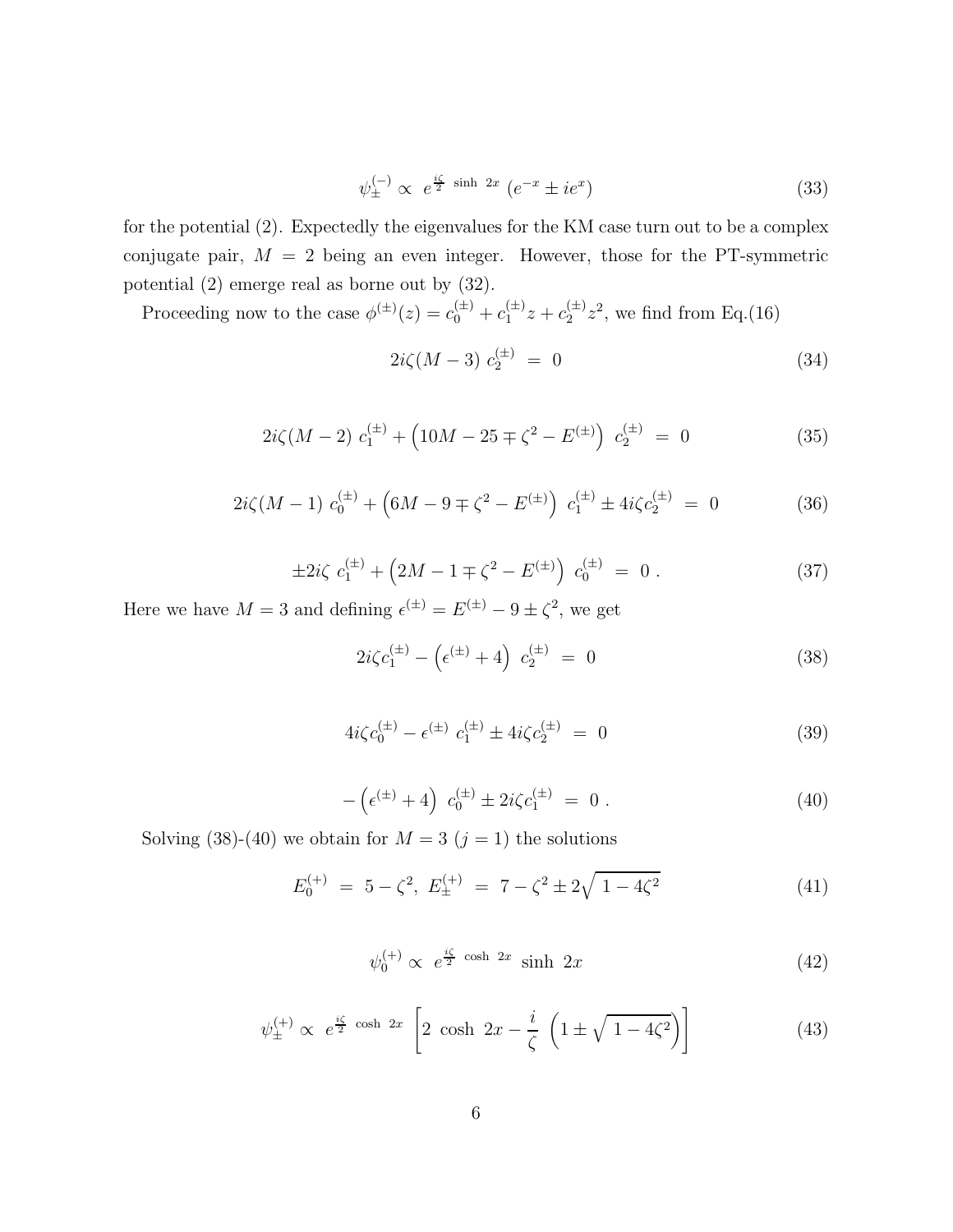$$\psi_{\pm}^{(-)} \propto \; e^{\frac{i\zeta}{2} \; \sinh \; 2x} \; (e^{-x} \pm ie^{x}) \tag{33}$$

for the potential (2). Expectedly the eigenvalues for the KM case turn out to be a complex conjugate pair, $M = 2$ being an even integer. However, those for the PT-symmetric potential (2) emerge real as borne out by (32).

Proceeding now to the case $\phi^{(\pm)}(z) = c_0^{(\pm)} + c_1^{(\pm)}z + c_2^{(\pm)}z^2$, we find from Eq.(16)

$$2i\zeta(M-3) \; c_2^{(\pm)} \;=\; 0 \tag{34}$$

$$2i\zeta(M-2) \; c_1^{(\pm)} + \left(10M - 25 \mp \zeta^2 - E^{(\pm)}\right) \; c_2^{(\pm)} \;=\; 0 \tag{35}$$

$$2i\zeta(M-1) \; c_0^{(\pm)} + \left(6M - 9 \mp \zeta^2 - E^{(\pm)}\right) \; c_1^{(\pm)} \pm 4i\zeta c_2^{(\pm)} \;=\; 0 \tag{36}$$

$$\pm 2i\zeta \; c_1^{(\pm)} + \left(2M - 1 \mp \zeta^2 - E^{(\pm)}\right) \; c_0^{(\pm)} \;=\; 0 \; . \tag{37}$$

Here we have $M = 3$ and defining $\epsilon^{(\pm)} = E^{(\pm)} - 9 \pm \zeta^2$, we get

$$2i\zeta c_1^{(\pm)} - \left(\epsilon^{(\pm)} + 4\right) \; c_2^{(\pm)} \;=\; 0 \tag{38}$$

$$4i\zeta c_0^{(\pm)} - \epsilon^{(\pm)} \; c_1^{(\pm)} \pm 4i\zeta c_2^{(\pm)} \;=\; 0 \tag{39}$$

$$-\left(\epsilon^{(\pm)} + 4\right) \; c_0^{(\pm)} \pm 2i\zeta c_1^{(\pm)} \;=\; 0 \; . \tag{40}$$

Solving (38)-(40) we obtain for $M = 3$ ($j = 1$) the solutions

$$E_0^{(+)} \;=\; 5 - \zeta^2, \; E_{\pm}^{(+)} \;=\; 7 - \zeta^2 \pm 2\sqrt{\,1 - 4\zeta^2} \tag{41}$$

$$\psi_0^{(+)} \propto \; e^{\frac{i\zeta}{2} \; \cosh \; 2x} \; \sinh \; 2x \tag{42}$$

$$\psi_{\pm}^{(+)} \propto \; e^{\frac{i\zeta}{2} \; \cosh \; 2x} \; \left[2 \; \cosh \; 2x - \frac{i}{\zeta} \; \left(1 \pm \sqrt{\,1 - 4\zeta^2}\right)\right] \tag{43}$$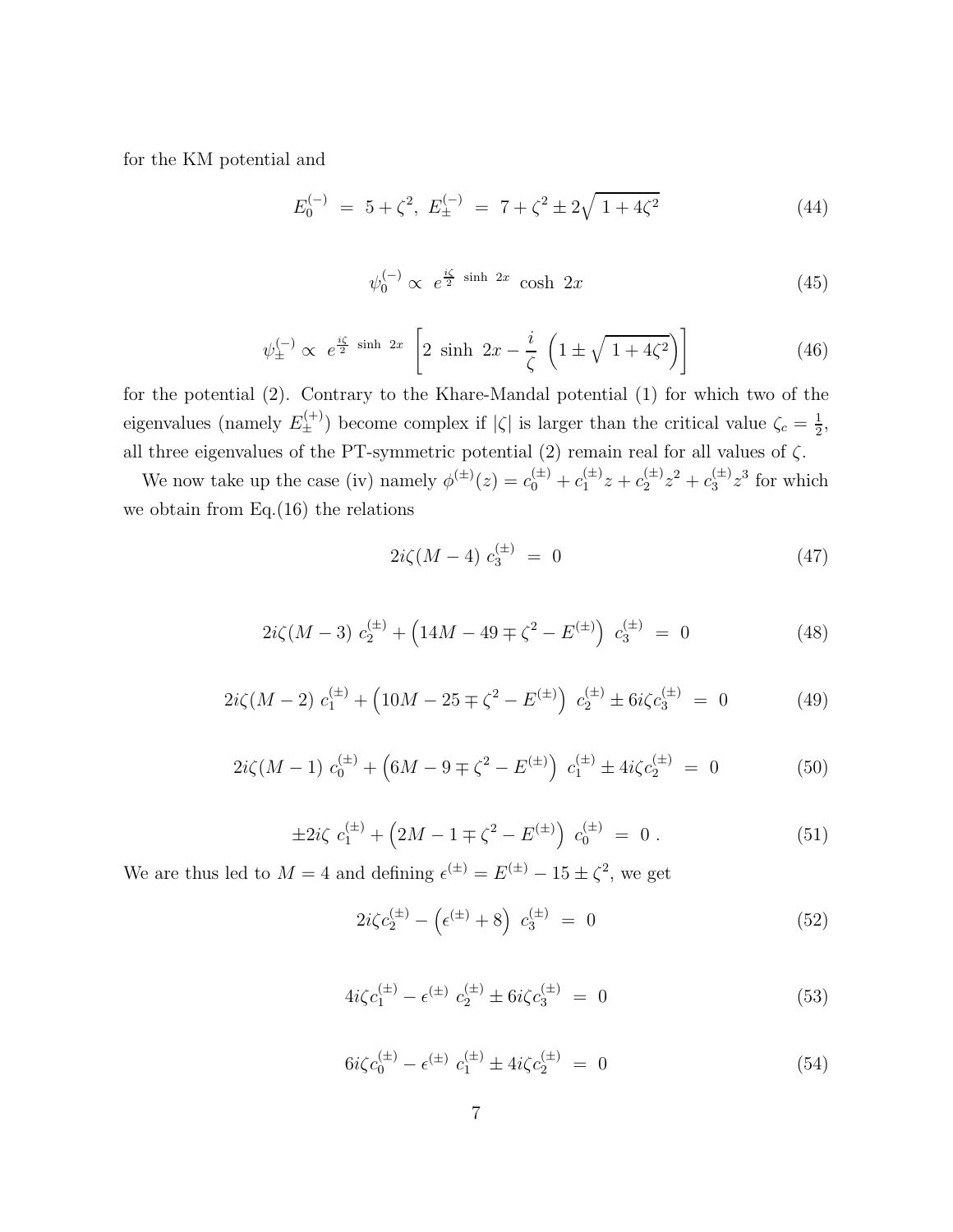for the KM potential and

$$E_0^{(-)} \ = \ 5+\zeta^2, \ E_\pm^{(-)} \ = \ 7+\zeta^2 \pm 2\sqrt{\,1+4\zeta^2} \tag{44}$$

$$\psi_0^{(-)} \propto \ e^{\frac{i\zeta}{2}\ \sinh\ 2x}\ \cosh\ 2x \tag{45}$$

$$\psi_\pm^{(-)} \propto \ e^{\frac{i\zeta}{2}\ \sinh\ 2x}\ \left[2\ \sinh\ 2x - \frac{i}{\zeta}\ \left(1 \pm \sqrt{\,1+4\zeta^2}\right)\right] \tag{46}$$

for the potential (2). Contrary to the Khare-Mandal potential (1) for which two of the eigenvalues (namely $E_\pm^{(+)}$) become complex if $|\zeta|$ is larger than the critical value $\zeta_c = \frac{1}{2}$, all three eigenvalues of the PT-symmetric potential (2) remain real for all values of $\zeta$.

We now take up the case (iv) namely $\phi^{(\pm)}(z) = c_0^{(\pm)} + c_1^{(\pm)} z + c_2^{(\pm)} z^2 + c_3^{(\pm)} z^3$ for which we obtain from Eq.(16) the relations

$$2i\zeta(M-4)\ c_3^{(\pm)} \ = \ 0 \tag{47}$$

$$2i\zeta(M-3)\ c_2^{(\pm)} + \left(14M - 49 \mp \zeta^2 - E^{(\pm)}\right)\ c_3^{(\pm)} \ = \ 0 \tag{48}$$

$$2i\zeta(M-2)\ c_1^{(\pm)} + \left(10M - 25 \mp \zeta^2 - E^{(\pm)}\right)\ c_2^{(\pm)} \pm 6i\zeta c_3^{(\pm)} \ = \ 0 \tag{49}$$

$$2i\zeta(M-1)\ c_0^{(\pm)} + \left(6M - 9 \mp \zeta^2 - E^{(\pm)}\right)\ c_1^{(\pm)} \pm 4i\zeta c_2^{(\pm)} \ = \ 0 \tag{50}$$

$$\pm 2i\zeta\ c_1^{(\pm)} + \left(2M - 1 \mp \zeta^2 - E^{(\pm)}\right)\ c_0^{(\pm)} \ = \ 0\ . \tag{51}$$

We are thus led to $M = 4$ and defining $\epsilon^{(\pm)} = E^{(\pm)} - 15 \pm \zeta^2$, we get

$$2i\zeta c_2^{(\pm)} - \left(\epsilon^{(\pm)} + 8\right)\ c_3^{(\pm)} \ = \ 0 \tag{52}$$

$$4i\zeta c_1^{(\pm)} - \epsilon^{(\pm)}\ c_2^{(\pm)} \pm 6i\zeta c_3^{(\pm)} \ = \ 0 \tag{53}$$

$$6i\zeta c_0^{(\pm)} - \epsilon^{(\pm)}\ c_1^{(\pm)} \pm 4i\zeta c_2^{(\pm)} \ = \ 0 \tag{54}$$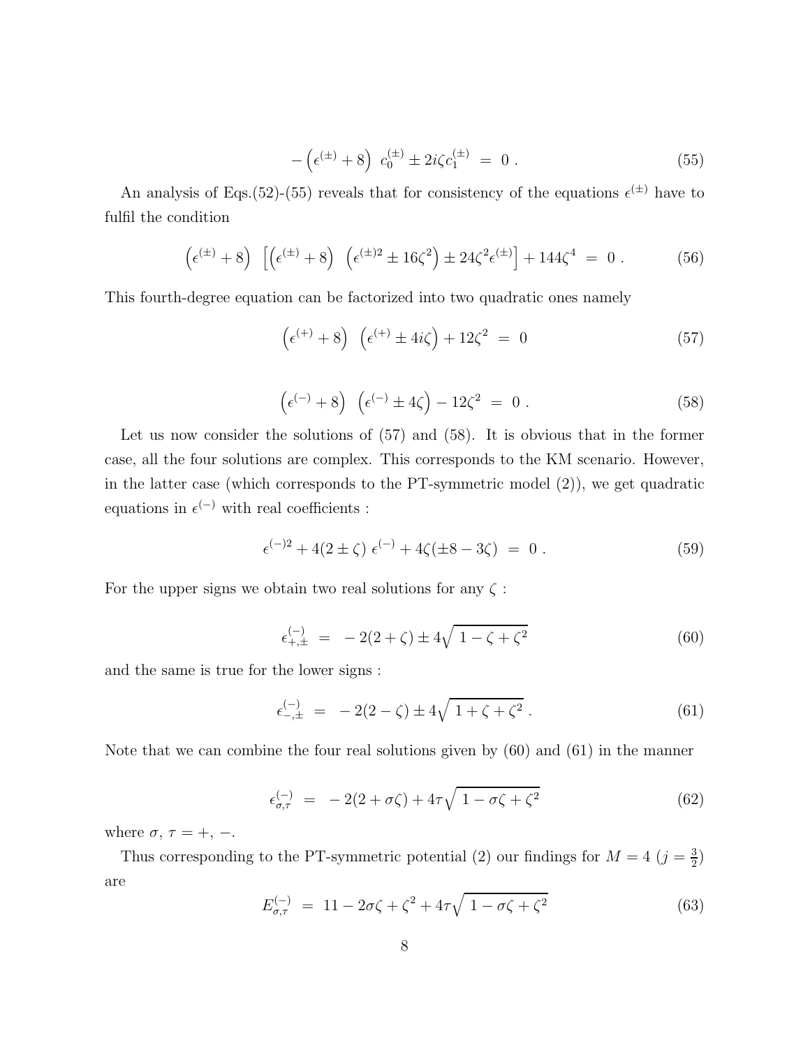$$-\left(\epsilon^{(\pm)}+8\right)\ c_0^{(\pm)} \pm 2i\zeta c_1^{(\pm)} \ = \ 0 \ . \tag{55}$$

An analysis of Eqs.(52)-(55) reveals that for consistency of the equations $\epsilon^{(\pm)}$ have to fulfil the condition

$$\left(\epsilon^{(\pm)}+8\right)\ \left[\left(\epsilon^{(\pm)}+8\right)\ \left(\epsilon^{(\pm)2} \pm 16\zeta^2\right) \pm 24\zeta^2\epsilon^{(\pm)}\right] + 144\zeta^4 \ = \ 0 \ . \tag{56}$$

This fourth-degree equation can be factorized into two quadratic ones namely

$$\left(\epsilon^{(+)}+8\right)\ \left(\epsilon^{(+)} \pm 4i\zeta\right) + 12\zeta^2 \ = \ 0 \tag{57}$$

$$\left(\epsilon^{(-)}+8\right)\ \left(\epsilon^{(-)} \pm 4\zeta\right) - 12\zeta^2 \ = \ 0 \ . \tag{58}$$

Let us now consider the solutions of (57) and (58). It is obvious that in the former case, all the four solutions are complex. This corresponds to the KM scenario. However, in the latter case (which corresponds to the PT-symmetric model (2)), we get quadratic equations in $\epsilon^{(-)}$ with real coefficients :

$$\epsilon^{(-)2} + 4(2 \pm \zeta)\ \epsilon^{(-)} + 4\zeta(\pm 8 - 3\zeta) \ = \ 0 \ . \tag{59}$$

For the upper signs we obtain two real solutions for any $\zeta$ :

$$\epsilon^{(-)}_{+,\pm} \ = \ -2(2+\zeta) \pm 4\sqrt{\ 1-\zeta+\zeta^2} \tag{60}$$

and the same is true for the lower signs :

$$\epsilon^{(-)}_{-,\pm} \ = \ -2(2-\zeta) \pm 4\sqrt{\ 1+\zeta+\zeta^2} \ . \tag{61}$$

Note that we can combine the four real solutions given by (60) and (61) in the manner

$$\epsilon^{(-)}_{\sigma,\tau} \ = \ -2(2+\sigma\zeta) + 4\tau\sqrt{\ 1-\sigma\zeta+\zeta^2} \tag{62}$$

where $\sigma$, $\tau = +, -$.

Thus corresponding to the PT-symmetric potential (2) our findings for $M = 4$ ($j = \frac{3}{2}$) are

$$E^{(-)}_{\sigma,\tau} \ = \ 11 - 2\sigma\zeta + \zeta^2 + 4\tau\sqrt{\ 1-\sigma\zeta+\zeta^2} \tag{63}$$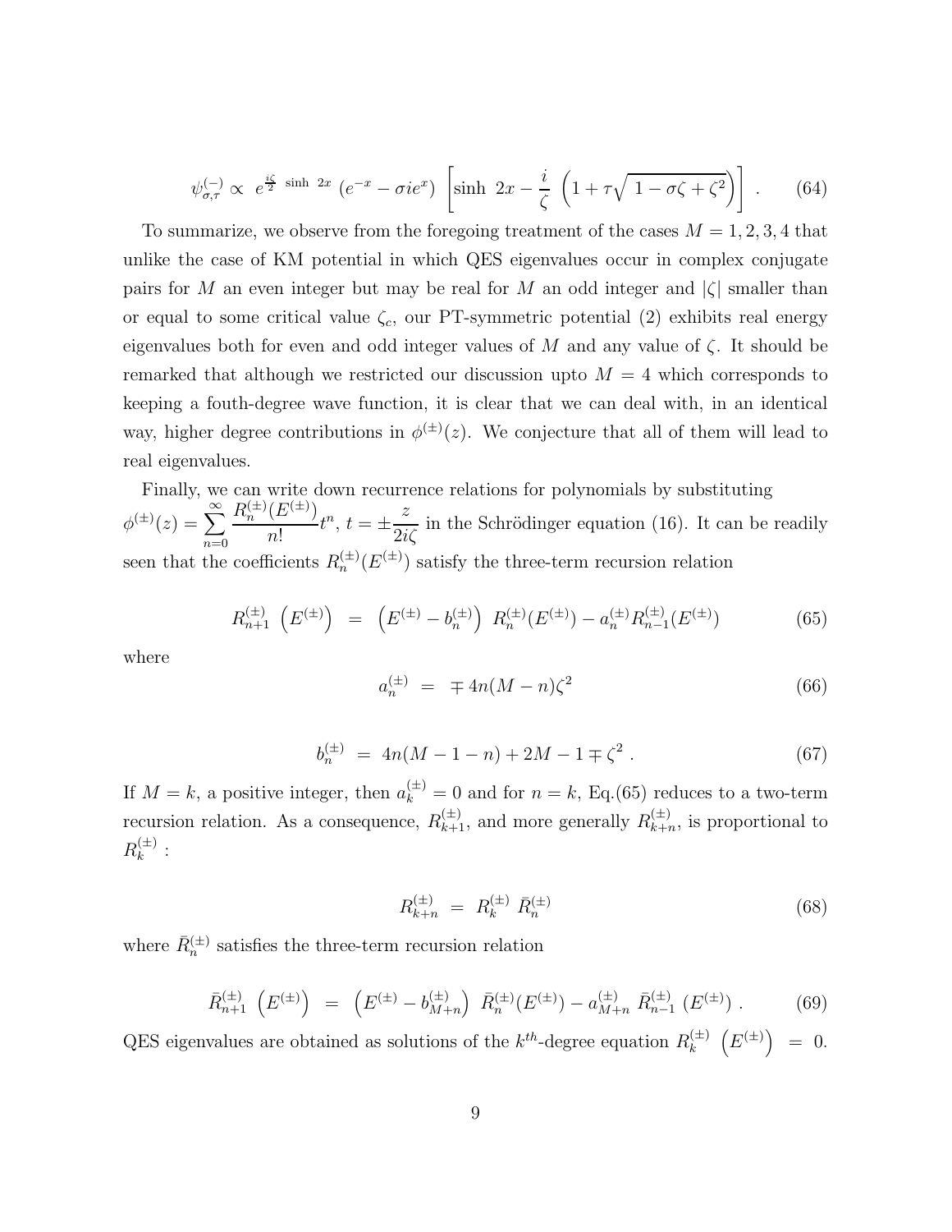$$\psi^{(-)}_{\sigma,\tau} \propto \; e^{\frac{i\zeta}{2}\ \sinh\ 2x}\ (e^{-x} - \sigma i e^{x})\ \left[\sinh\ 2x - \frac{i}{\zeta}\ \left(1 + \tau\sqrt{\ 1 - \sigma\zeta + \zeta^2}\right)\right]\ . \qquad (64)$$

To summarize, we observe from the foregoing treatment of the cases $M = 1, 2, 3, 4$ that unlike the case of KM potential in which QES eigenvalues occur in complex conjugate pairs for $M$ an even integer but may be real for $M$ an odd integer and $|\zeta|$ smaller than or equal to some critical value $\zeta_c$, our PT-symmetric potential (2) exhibits real energy eigenvalues both for even and odd integer values of $M$ and any value of $\zeta$. It should be remarked that although we restricted our discussion upto $M = 4$ which corresponds to keeping a fouth-degree wave function, it is clear that we can deal with, in an identical way, higher degree contributions in $\phi^{(\pm)}(z)$. We conjecture that all of them will lead to real eigenvalues.

Finally, we can write down recurrence relations for polynomials by substituting $\phi^{(\pm)}(z) = \sum_{n=0}^{\infty} \frac{R_n^{(\pm)}(E^{(\pm)})}{n!} t^n$, $t = \pm \frac{z}{2i\zeta}$ in the Schrödinger equation (16). It can be readily seen that the coefficients $R_n^{(\pm)}(E^{(\pm)})$ satisfy the three-term recursion relation

$$R_{n+1}^{(\pm)}\ \left(E^{(\pm)}\right) \ = \ \left(E^{(\pm)} - b_n^{(\pm)}\right)\ R_n^{(\pm)}(E^{(\pm)}) - a_n^{(\pm)} R_{n-1}^{(\pm)}(E^{(\pm)}) \qquad (65)$$

where

$$a_n^{(\pm)} \ = \ \mp\, 4n(M - n)\zeta^2 \qquad (66)$$

$$b_n^{(\pm)} \ = \ 4n(M - 1 - n) + 2M - 1 \mp \zeta^2\ . \qquad (67)$$

If $M = k$, a positive integer, then $a_k^{(\pm)} = 0$ and for $n = k$, Eq.(65) reduces to a two-term recursion relation. As a consequence, $R_{k+1}^{(\pm)}$, and more generally $R_{k+n}^{(\pm)}$, is proportional to $R_k^{(\pm)}$ :

$$R_{k+n}^{(\pm)} \ = \ R_k^{(\pm)}\ \bar{R}_n^{(\pm)} \qquad (68)$$

where $\bar{R}_n^{(\pm)}$ satisfies the three-term recursion relation

$$\bar{R}_{n+1}^{(\pm)}\ \left(E^{(\pm)}\right) \ = \ \left(E^{(\pm)} - b_{M+n}^{(\pm)}\right)\ \bar{R}_n^{(\pm)}(E^{(\pm)}) - a_{M+n}^{(\pm)}\ \bar{R}_{n-1}^{(\pm)}\ (E^{(\pm)})\ . \qquad (69)$$

QES eigenvalues are obtained as solutions of the $k^{th}$-degree equation $R_k^{(\pm)}\ \left(E^{(\pm)}\right) \ = \ 0.$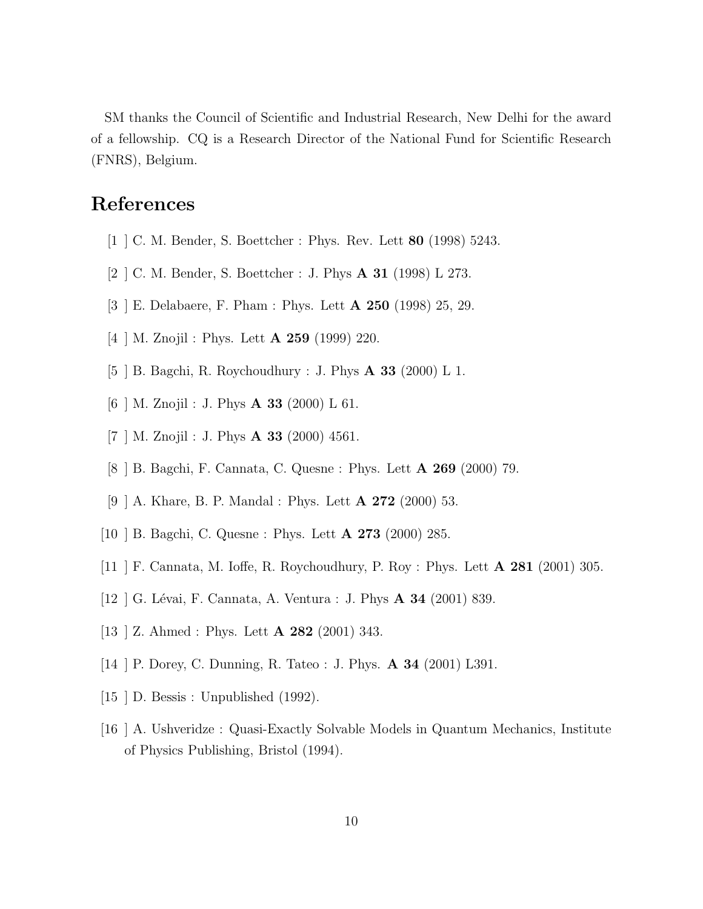SM thanks the Council of Scientific and Industrial Research, New Delhi for the award of a fellowship. CQ is a Research Director of the National Fund for Scientific Research (FNRS), Belgium.

## References

[1 ] C. M. Bender, S. Boettcher : Phys. Rev. Lett **80** (1998) 5243.

[2 ] C. M. Bender, S. Boettcher : J. Phys **A 31** (1998) L 273.

[3 ] E. Delabaere, F. Pham : Phys. Lett **A 250** (1998) 25, 29.

[4 ] M. Znojil : Phys. Lett **A 259** (1999) 220.

[5 ] B. Bagchi, R. Roychoudhury : J. Phys **A 33** (2000) L 1.

[6 ] M. Znojil : J. Phys **A 33** (2000) L 61.

[7 ] M. Znojil : J. Phys **A 33** (2000) 4561.

[8 ] B. Bagchi, F. Cannata, C. Quesne : Phys. Lett **A 269** (2000) 79.

[9 ] A. Khare, B. P. Mandal : Phys. Lett **A 272** (2000) 53.

[10 ] B. Bagchi, C. Quesne : Phys. Lett **A 273** (2000) 285.

[11 ] F. Cannata, M. Ioffe, R. Roychoudhury, P. Roy : Phys. Lett **A 281** (2001) 305.

[12 ] G. Lévai, F. Cannata, A. Ventura : J. Phys **A 34** (2001) 839.

[13 ] Z. Ahmed : Phys. Lett **A 282** (2001) 343.

[14 ] P. Dorey, C. Dunning, R. Tateo : J. Phys. **A 34** (2001) L391.

[15 ] D. Bessis : Unpublished (1992).

[16 ] A. Ushveridze : Quasi-Exactly Solvable Models in Quantum Mechanics, Institute of Physics Publishing, Bristol (1994).